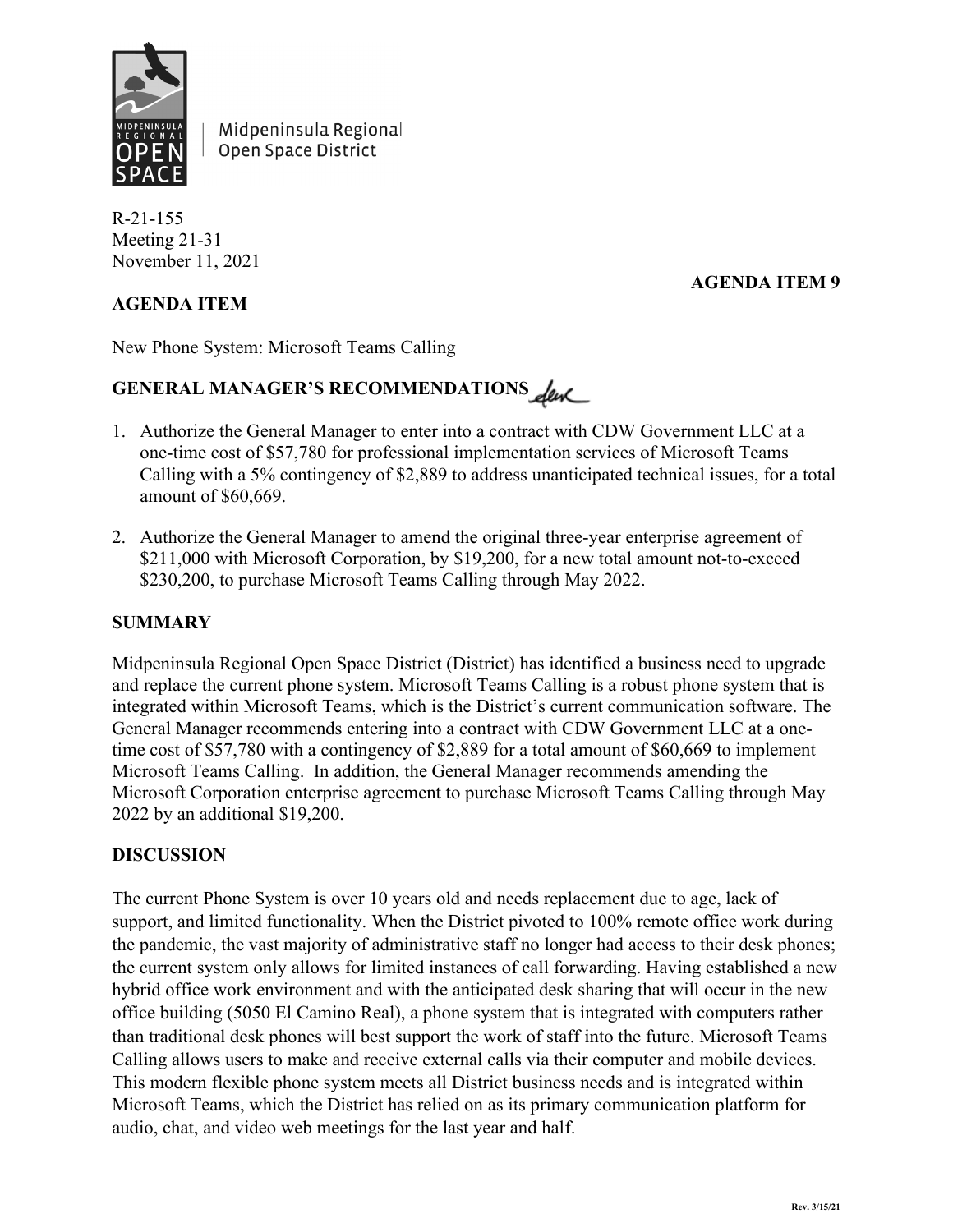Midpeninsula Regional Open Space District

R-21-155
Meeting 21-31
November 11, 2021

**AGENDA ITEM 9**

**AGENDA ITEM**

New Phone System: Microsoft Teams Calling

**GENERAL MANAGER'S RECOMMENDATIONS**

1. Authorize the General Manager to enter into a contract with CDW Government LLC at a one-time cost of $57,780 for professional implementation services of Microsoft Teams Calling with a 5% contingency of $2,889 to address unanticipated technical issues, for a total amount of $60,669.
2. Authorize the General Manager to amend the original three-year enterprise agreement of $211,000 with Microsoft Corporation, by $19,200, for a new total amount not-to-exceed $230,200, to purchase Microsoft Teams Calling through May 2022.

**SUMMARY**

Midpeninsula Regional Open Space District (District) has identified a business need to upgrade and replace the current phone system. Microsoft Teams Calling is a robust phone system that is integrated within Microsoft Teams, which is the District's current communication software. The General Manager recommends entering into a contract with CDW Government LLC at a one-time cost of $57,780 with a contingency of $2,889 for a total amount of $60,669 to implement Microsoft Teams Calling. In addition, the General Manager recommends amending the Microsoft Corporation enterprise agreement to purchase Microsoft Teams Calling through May 2022 by an additional $19,200.

**DISCUSSION**

The current Phone System is over 10 years old and needs replacement due to age, lack of support, and limited functionality. When the District pivoted to 100% remote office work during the pandemic, the vast majority of administrative staff no longer had access to their desk phones; the current system only allows for limited instances of call forwarding. Having established a new hybrid office work environment and with the anticipated desk sharing that will occur in the new office building (5050 El Camino Real), a phone system that is integrated with computers rather than traditional desk phones will best support the work of staff into the future. Microsoft Teams Calling allows users to make and receive external calls via their computer and mobile devices. This modern flexible phone system meets all District business needs and is integrated within Microsoft Teams, which the District has relied on as its primary communication platform for audio, chat, and video web meetings for the last year and half.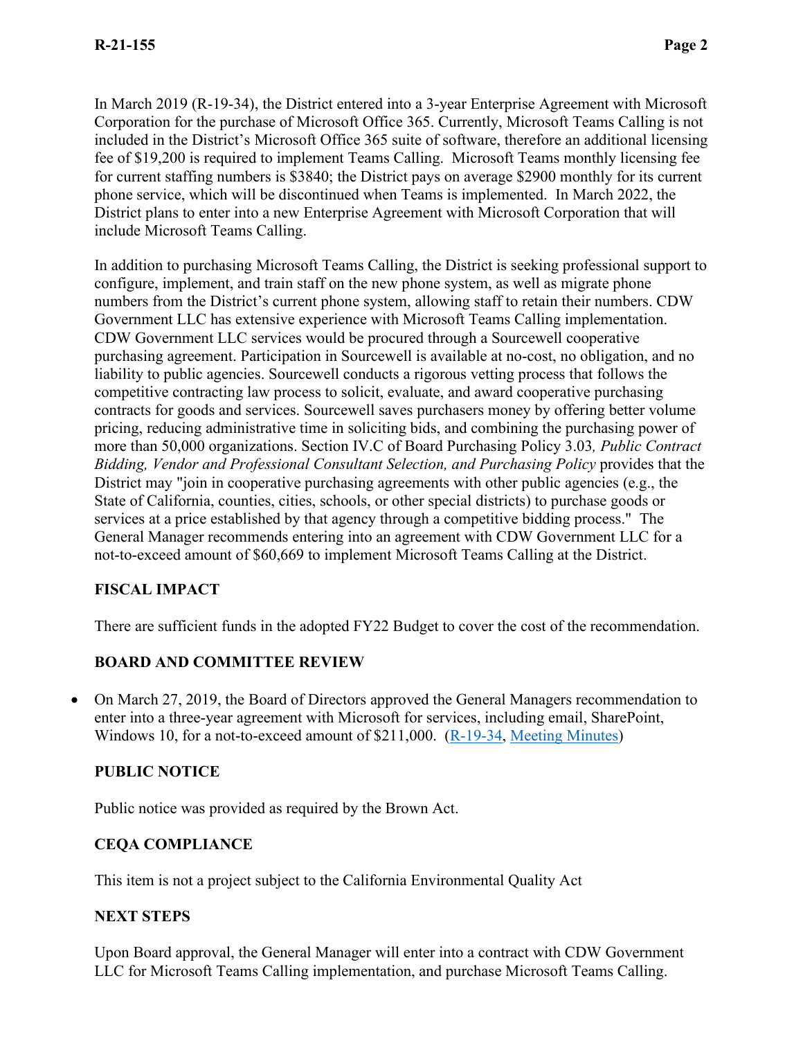In March 2019 (R-19-34), the District entered into a 3-year Enterprise Agreement with Microsoft Corporation for the purchase of Microsoft Office 365. Currently, Microsoft Teams Calling is not included in the District's Microsoft Office 365 suite of software, therefore an additional licensing fee of $19,200 is required to implement Teams Calling. Microsoft Teams monthly licensing fee for current staffing numbers is $3840; the District pays on average $2900 monthly for its current phone service, which will be discontinued when Teams is implemented. In March 2022, the District plans to enter into a new Enterprise Agreement with Microsoft Corporation that will include Microsoft Teams Calling.

In addition to purchasing Microsoft Teams Calling, the District is seeking professional support to configure, implement, and train staff on the new phone system, as well as migrate phone numbers from the District's current phone system, allowing staff to retain their numbers. CDW Government LLC has extensive experience with Microsoft Teams Calling implementation. CDW Government LLC services would be procured through a Sourcewell cooperative purchasing agreement. Participation in Sourcewell is available at no-cost, no obligation, and no liability to public agencies. Sourcewell conducts a rigorous vetting process that follows the competitive contracting law process to solicit, evaluate, and award cooperative purchasing contracts for goods and services. Sourcewell saves purchasers money by offering better volume pricing, reducing administrative time in soliciting bids, and combining the purchasing power of more than 50,000 organizations. Section IV.C of Board Purchasing Policy 3.03*, Public Contract Bidding, Vendor and Professional Consultant Selection, and Purchasing Policy* provides that the District may "join in cooperative purchasing agreements with other public agencies (e.g., the State of California, counties, cities, schools, or other special districts) to purchase goods or services at a price established by that agency through a competitive bidding process." The General Manager recommends entering into an agreement with CDW Government LLC for a not-to-exceed amount of $60,669 to implement Microsoft Teams Calling at the District.

## FISCAL IMPACT

There are sufficient funds in the adopted FY22 Budget to cover the cost of the recommendation.

## BOARD AND COMMITTEE REVIEW

- On March 27, 2019, the Board of Directors approved the General Managers recommendation to enter into a three-year agreement with Microsoft for services, including email, SharePoint, Windows 10, for a not-to-exceed amount of $211,000. (R-19-34, Meeting Minutes)

## PUBLIC NOTICE

Public notice was provided as required by the Brown Act.

## CEQA COMPLIANCE

This item is not a project subject to the California Environmental Quality Act

## NEXT STEPS

Upon Board approval, the General Manager will enter into a contract with CDW Government LLC for Microsoft Teams Calling implementation, and purchase Microsoft Teams Calling.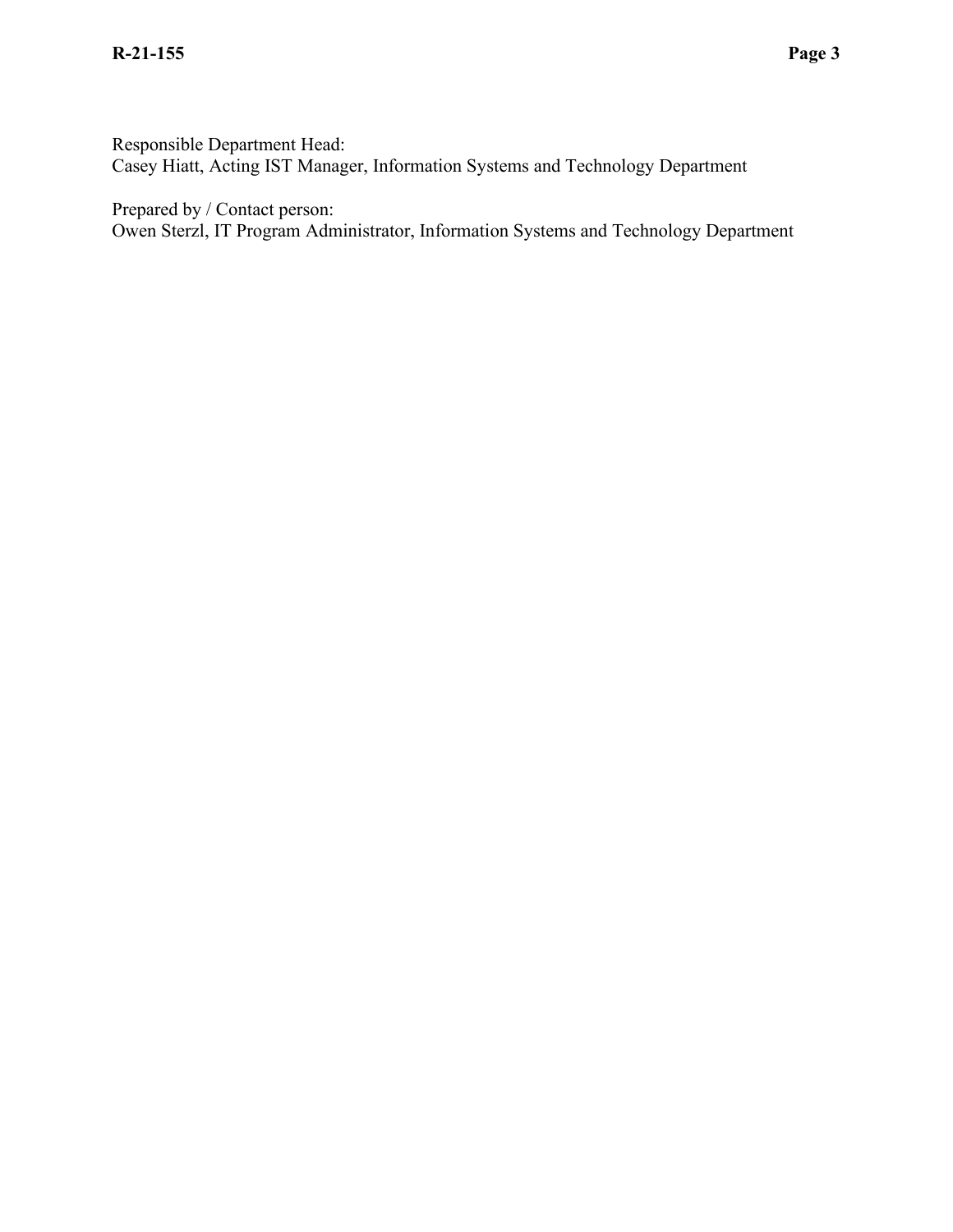Responsible Department Head:
Casey Hiatt, Acting IST Manager, Information Systems and Technology Department

Prepared by / Contact person:
Owen Sterzl, IT Program Administrator, Information Systems and Technology Department